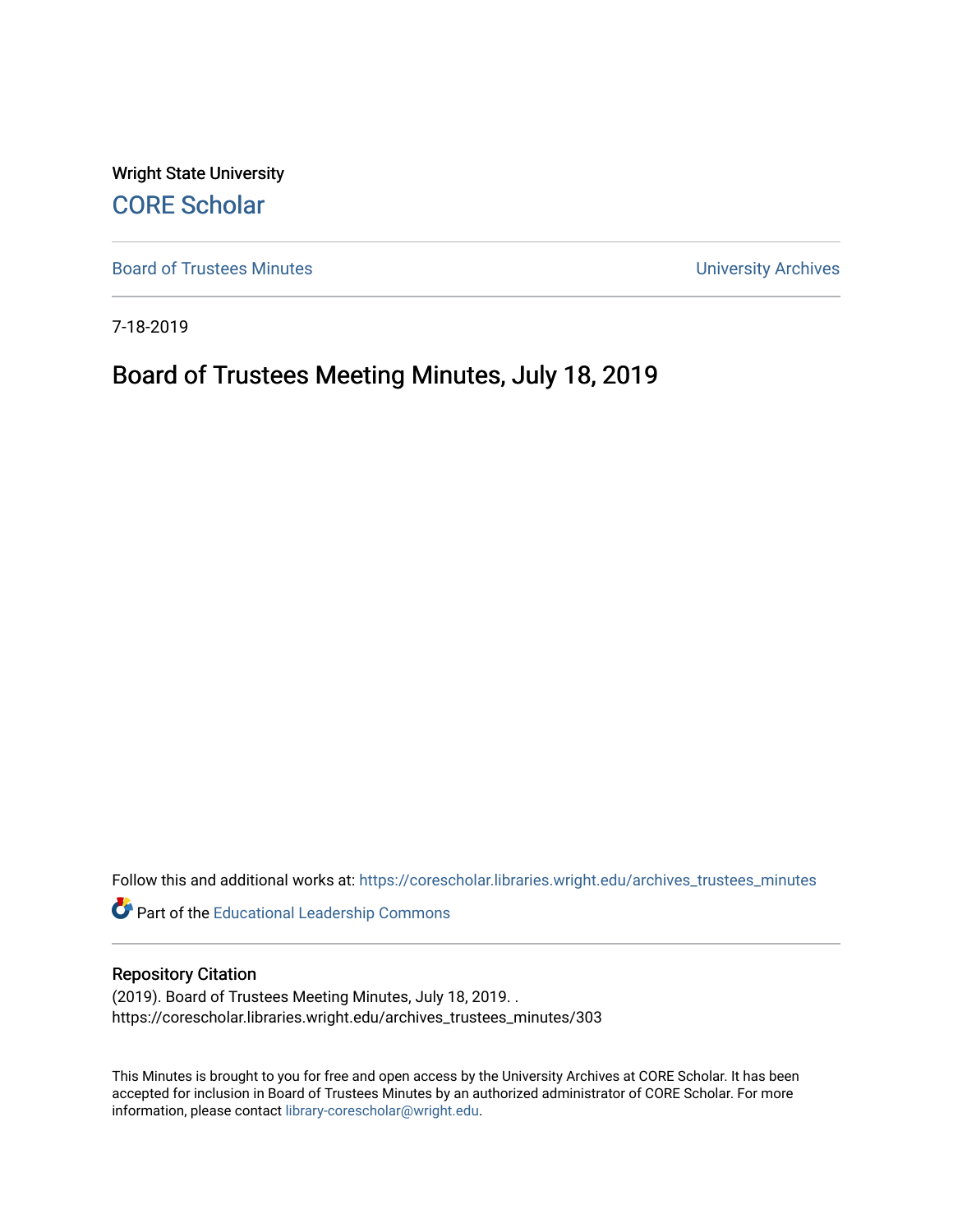Wright State University

CORE Scholar

Board of Trustees Minutes

University Archives

7-18-2019

# Board of Trustees Meeting Minutes, July 18, 2019

Follow this and additional works at: https://corescholar.libraries.wright.edu/archives_trustees_minutes

Part of the Educational Leadership Commons

## Repository Citation

(2019). Board of Trustees Meeting Minutes, July 18, 2019. .
https://corescholar.libraries.wright.edu/archives_trustees_minutes/303

This Minutes is brought to you for free and open access by the University Archives at CORE Scholar. It has been accepted for inclusion in Board of Trustees Minutes by an authorized administrator of CORE Scholar. For more information, please contact library-corescholar@wright.edu.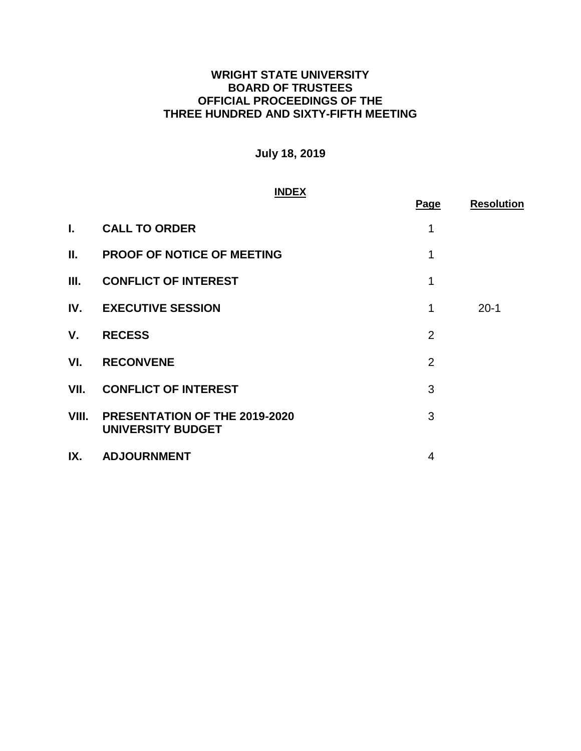**WRIGHT STATE UNIVERSITY**
**BOARD OF TRUSTEES**
**OFFICIAL PROCEEDINGS OF THE**
**THREE HUNDRED AND SIXTY-FIFTH MEETING**

**July 18, 2019**

**INDEX**

| | | Page | Resolution |
|---|---|---|---|
| **I.** | **CALL TO ORDER** | 1 | |
| **II.** | **PROOF OF NOTICE OF MEETING** | 1 | |
| **III.** | **CONFLICT OF INTEREST** | 1 | |
| **IV.** | **EXECUTIVE SESSION** | 1 | 20-1 |
| **V.** | **RECESS** | 2 | |
| **VI.** | **RECONVENE** | 2 | |
| **VII.** | **CONFLICT OF INTEREST** | 3 | |
| **VIII.** | **PRESENTATION OF THE 2019-2020 UNIVERSITY BUDGET** | 3 | |
| **IX.** | **ADJOURNMENT** | 4 | |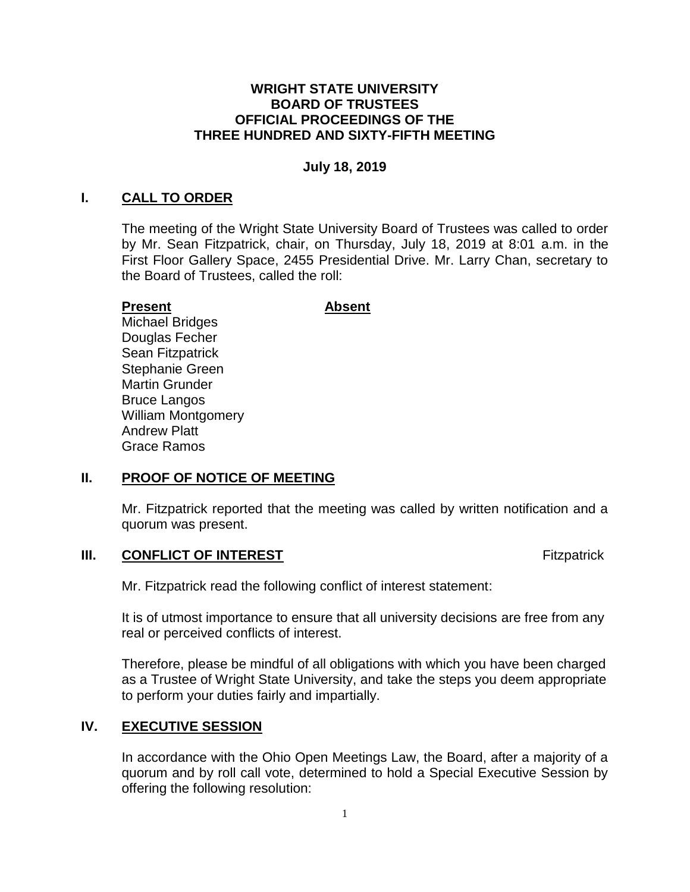**WRIGHT STATE UNIVERSITY**
**BOARD OF TRUSTEES**
**OFFICIAL PROCEEDINGS OF THE**
**THREE HUNDRED AND SIXTY-FIFTH MEETING**

**July 18, 2019**

## I. CALL TO ORDER

The meeting of the Wright State University Board of Trustees was called to order by Mr. Sean Fitzpatrick, chair, on Thursday, July 18, 2019 at 8:01 a.m. in the First Floor Gallery Space, 2455 Presidential Drive. Mr. Larry Chan, secretary to the Board of Trustees, called the roll:

| **Present** | **Absent** |
|---|---|
| Michael Bridges | |
| Douglas Fecher | |
| Sean Fitzpatrick | |
| Stephanie Green | |
| Martin Grunder | |
| Bruce Langos | |
| William Montgomery | |
| Andrew Platt | |
| Grace Ramos | |

## II. PROOF OF NOTICE OF MEETING

Mr. Fitzpatrick reported that the meeting was called by written notification and a quorum was present.

## III. CONFLICT OF INTEREST

Fitzpatrick

Mr. Fitzpatrick read the following conflict of interest statement:

It is of utmost importance to ensure that all university decisions are free from any real or perceived conflicts of interest.

Therefore, please be mindful of all obligations with which you have been charged as a Trustee of Wright State University, and take the steps you deem appropriate to perform your duties fairly and impartially.

## IV. EXECUTIVE SESSION

In accordance with the Ohio Open Meetings Law, the Board, after a majority of a quorum and by roll call vote, determined to hold a Special Executive Session by offering the following resolution: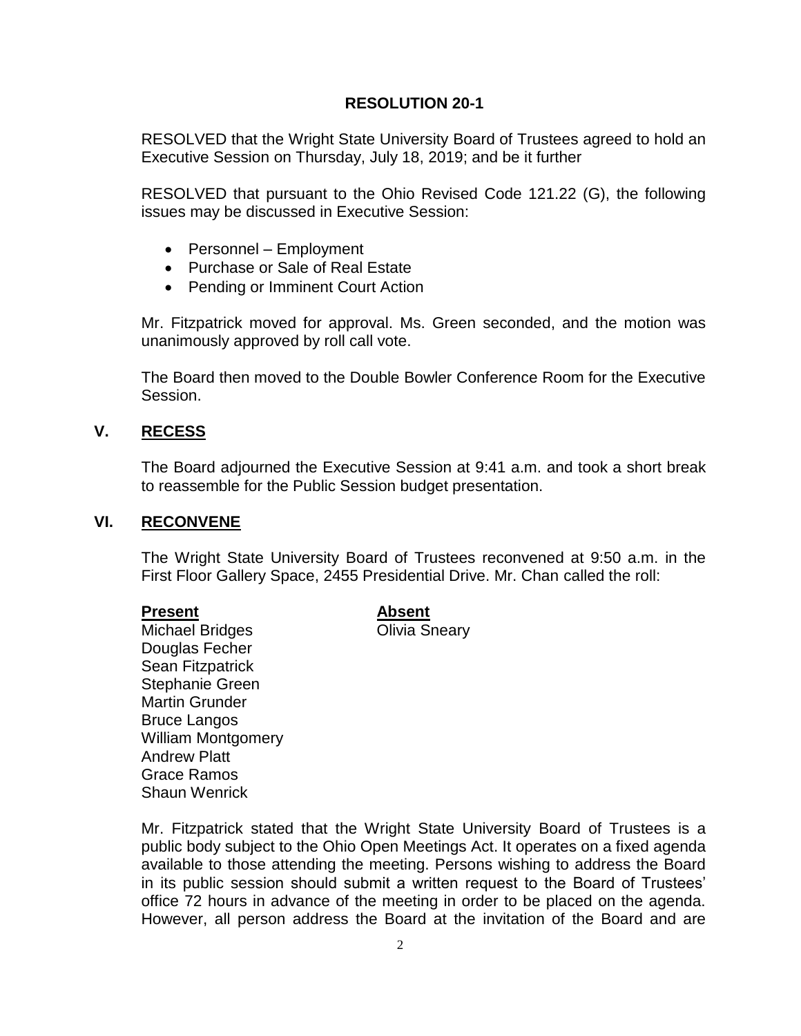**RESOLUTION 20-1**

RESOLVED that the Wright State University Board of Trustees agreed to hold an Executive Session on Thursday, July 18, 2019; and be it further

RESOLVED that pursuant to the Ohio Revised Code 121.22 (G), the following issues may be discussed in Executive Session:

- Personnel – Employment
- Purchase or Sale of Real Estate
- Pending or Imminent Court Action

Mr. Fitzpatrick moved for approval. Ms. Green seconded, and the motion was unanimously approved by roll call vote.

The Board then moved to the Double Bowler Conference Room for the Executive Session.

## V. RECESS

The Board adjourned the Executive Session at 9:41 a.m. and took a short break to reassemble for the Public Session budget presentation.

## VI. RECONVENE

The Wright State University Board of Trustees reconvened at 9:50 a.m. in the First Floor Gallery Space, 2455 Presidential Drive. Mr. Chan called the roll:

| Present | Absent |
|---|---|
| Michael Bridges | Olivia Sneary |
| Douglas Fecher | |
| Sean Fitzpatrick | |
| Stephanie Green | |
| Martin Grunder | |
| Bruce Langos | |
| William Montgomery | |
| Andrew Platt | |
| Grace Ramos | |
| Shaun Wenrick | |

Mr. Fitzpatrick stated that the Wright State University Board of Trustees is a public body subject to the Ohio Open Meetings Act. It operates on a fixed agenda available to those attending the meeting. Persons wishing to address the Board in its public session should submit a written request to the Board of Trustees' office 72 hours in advance of the meeting in order to be placed on the agenda. However, all person address the Board at the invitation of the Board and are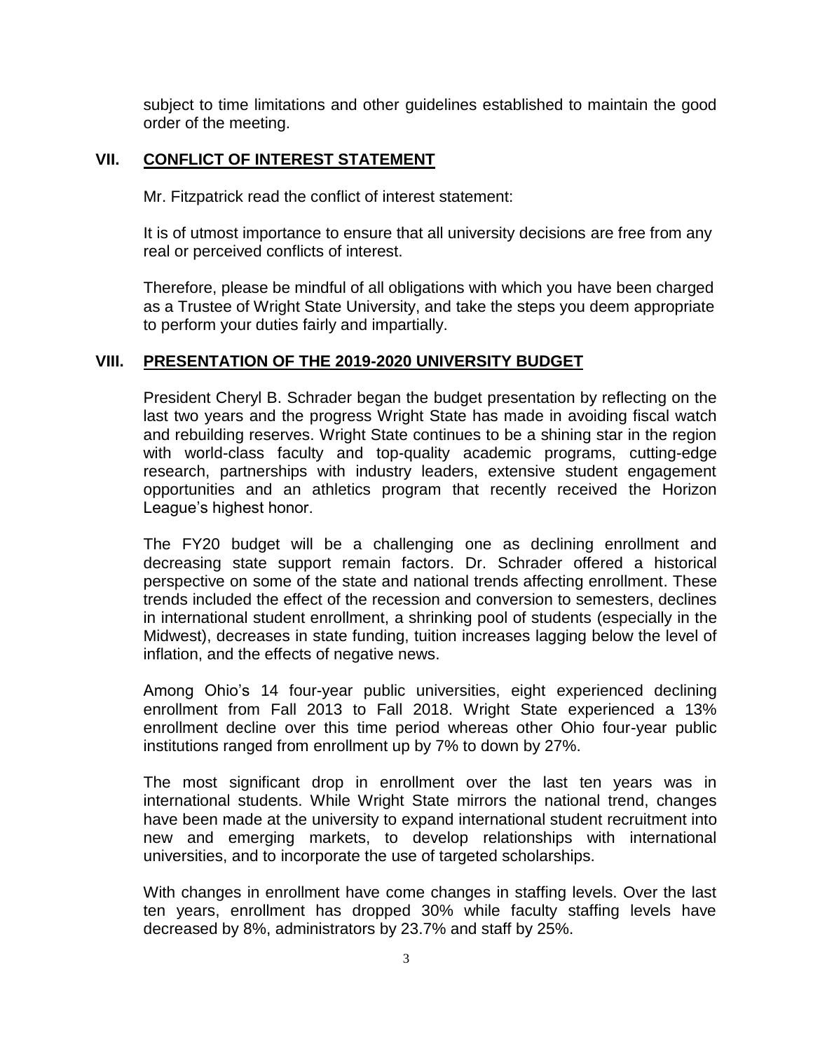subject to time limitations and other guidelines established to maintain the good order of the meeting.

## VII. CONFLICT OF INTEREST STATEMENT

Mr. Fitzpatrick read the conflict of interest statement:

It is of utmost importance to ensure that all university decisions are free from any real or perceived conflicts of interest.

Therefore, please be mindful of all obligations with which you have been charged as a Trustee of Wright State University, and take the steps you deem appropriate to perform your duties fairly and impartially.

## VIII. PRESENTATION OF THE 2019-2020 UNIVERSITY BUDGET

President Cheryl B. Schrader began the budget presentation by reflecting on the last two years and the progress Wright State has made in avoiding fiscal watch and rebuilding reserves. Wright State continues to be a shining star in the region with world-class faculty and top-quality academic programs, cutting-edge research, partnerships with industry leaders, extensive student engagement opportunities and an athletics program that recently received the Horizon League's highest honor.

The FY20 budget will be a challenging one as declining enrollment and decreasing state support remain factors. Dr. Schrader offered a historical perspective on some of the state and national trends affecting enrollment. These trends included the effect of the recession and conversion to semesters, declines in international student enrollment, a shrinking pool of students (especially in the Midwest), decreases in state funding, tuition increases lagging below the level of inflation, and the effects of negative news.

Among Ohio's 14 four-year public universities, eight experienced declining enrollment from Fall 2013 to Fall 2018. Wright State experienced a 13% enrollment decline over this time period whereas other Ohio four-year public institutions ranged from enrollment up by 7% to down by 27%.

The most significant drop in enrollment over the last ten years was in international students. While Wright State mirrors the national trend, changes have been made at the university to expand international student recruitment into new and emerging markets, to develop relationships with international universities, and to incorporate the use of targeted scholarships.

With changes in enrollment have come changes in staffing levels. Over the last ten years, enrollment has dropped 30% while faculty staffing levels have decreased by 8%, administrators by 23.7% and staff by 25%.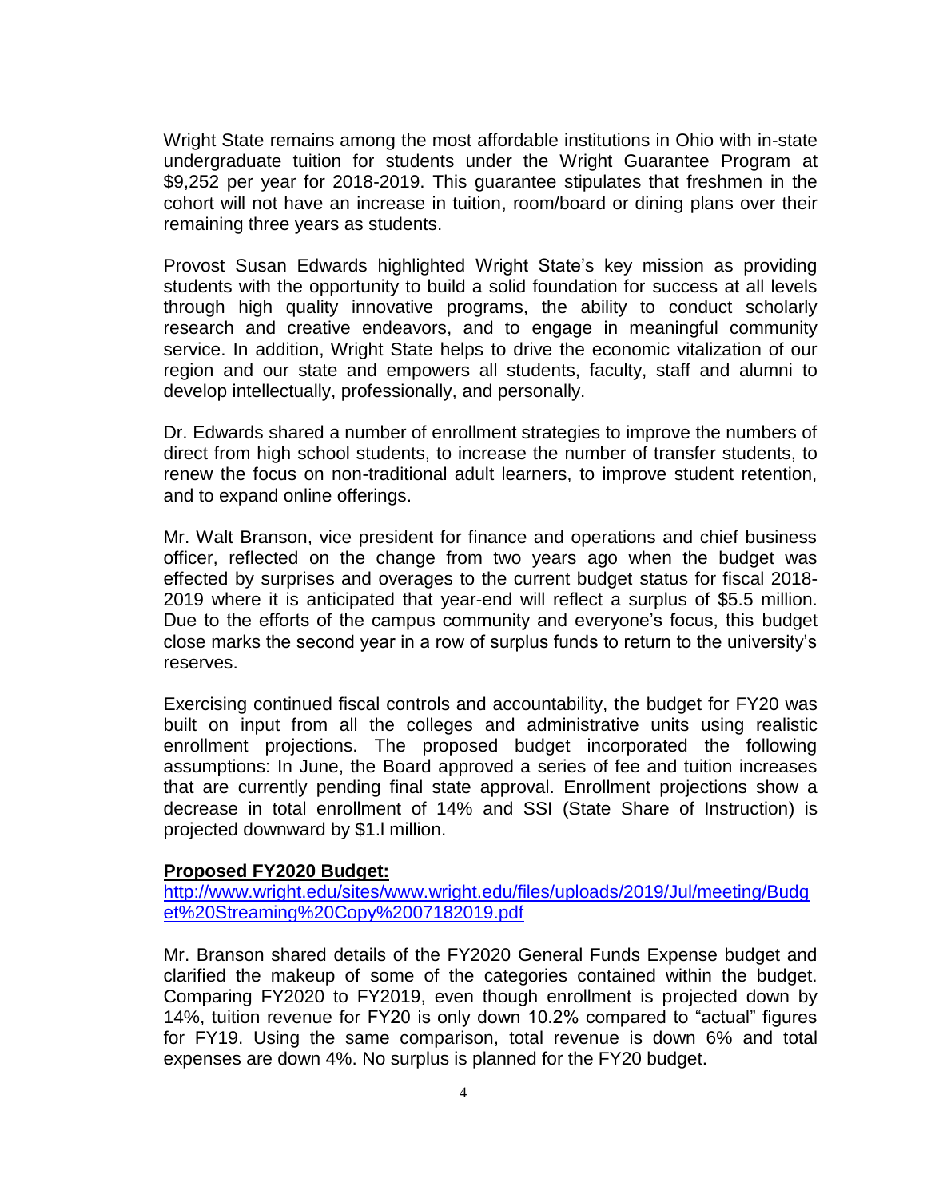Wright State remains among the most affordable institutions in Ohio with in-state undergraduate tuition for students under the Wright Guarantee Program at $9,252 per year for 2018-2019. This guarantee stipulates that freshmen in the cohort will not have an increase in tuition, room/board or dining plans over their remaining three years as students.

Provost Susan Edwards highlighted Wright State's key mission as providing students with the opportunity to build a solid foundation for success at all levels through high quality innovative programs, the ability to conduct scholarly research and creative endeavors, and to engage in meaningful community service. In addition, Wright State helps to drive the economic vitalization of our region and our state and empowers all students, faculty, staff and alumni to develop intellectually, professionally, and personally.

Dr. Edwards shared a number of enrollment strategies to improve the numbers of direct from high school students, to increase the number of transfer students, to renew the focus on non-traditional adult learners, to improve student retention, and to expand online offerings.

Mr. Walt Branson, vice president for finance and operations and chief business officer, reflected on the change from two years ago when the budget was effected by surprises and overages to the current budget status for fiscal 2018-2019 where it is anticipated that year-end will reflect a surplus of $5.5 million. Due to the efforts of the campus community and everyone's focus, this budget close marks the second year in a row of surplus funds to return to the university's reserves.

Exercising continued fiscal controls and accountability, the budget for FY20 was built on input from all the colleges and administrative units using realistic enrollment projections. The proposed budget incorporated the following assumptions: In June, the Board approved a series of fee and tuition increases that are currently pending final state approval. Enrollment projections show a decrease in total enrollment of 14% and SSI (State Share of Instruction) is projected downward by $1.l million.

**Proposed FY2020 Budget:**
[http://www.wright.edu/sites/www.wright.edu/files/uploads/2019/Jul/meeting/Budget%20Streaming%20Copy%2007182019.pdf](http://www.wright.edu/sites/www.wright.edu/files/uploads/2019/Jul/meeting/Budget%20Streaming%20Copy%2007182019.pdf)

Mr. Branson shared details of the FY2020 General Funds Expense budget and clarified the makeup of some of the categories contained within the budget. Comparing FY2020 to FY2019, even though enrollment is projected down by 14%, tuition revenue for FY20 is only down 10.2% compared to "actual" figures for FY19. Using the same comparison, total revenue is down 6% and total expenses are down 4%. No surplus is planned for the FY20 budget.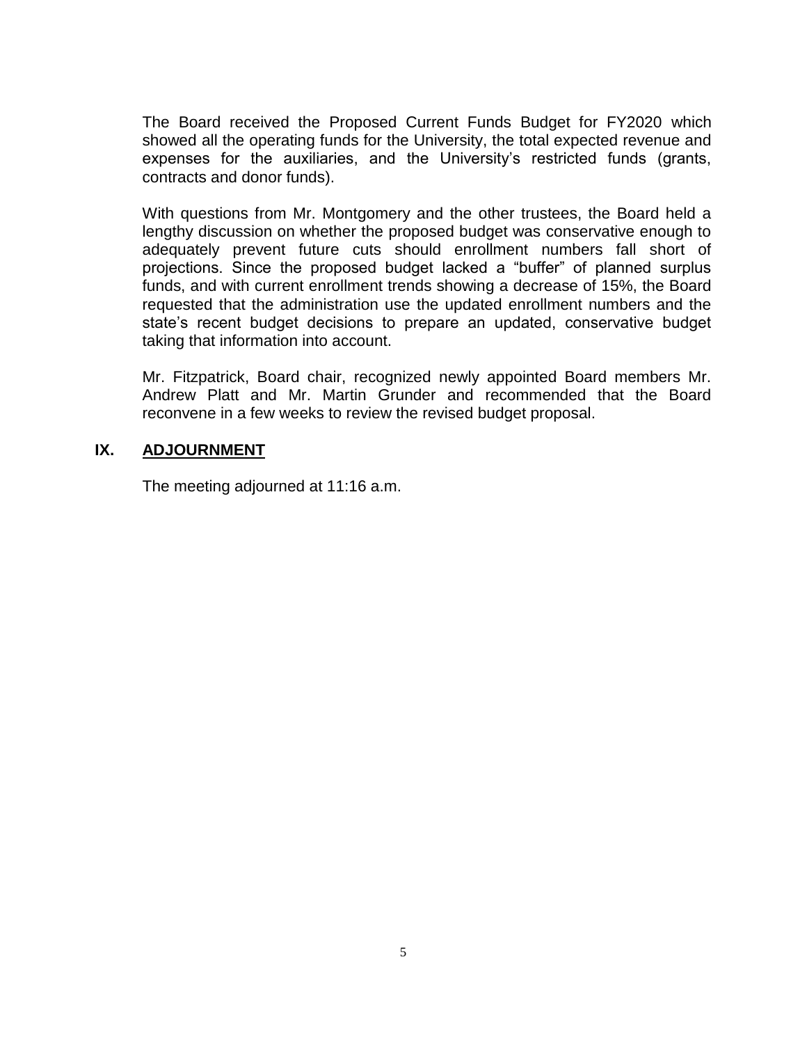The Board received the Proposed Current Funds Budget for FY2020 which showed all the operating funds for the University, the total expected revenue and expenses for the auxiliaries, and the University's restricted funds (grants, contracts and donor funds).

With questions from Mr. Montgomery and the other trustees, the Board held a lengthy discussion on whether the proposed budget was conservative enough to adequately prevent future cuts should enrollment numbers fall short of projections. Since the proposed budget lacked a "buffer" of planned surplus funds, and with current enrollment trends showing a decrease of 15%, the Board requested that the administration use the updated enrollment numbers and the state's recent budget decisions to prepare an updated, conservative budget taking that information into account.

Mr. Fitzpatrick, Board chair, recognized newly appointed Board members Mr. Andrew Platt and Mr. Martin Grunder and recommended that the Board reconvene in a few weeks to review the revised budget proposal.

## IX. ADJOURNMENT

The meeting adjourned at 11:16 a.m.